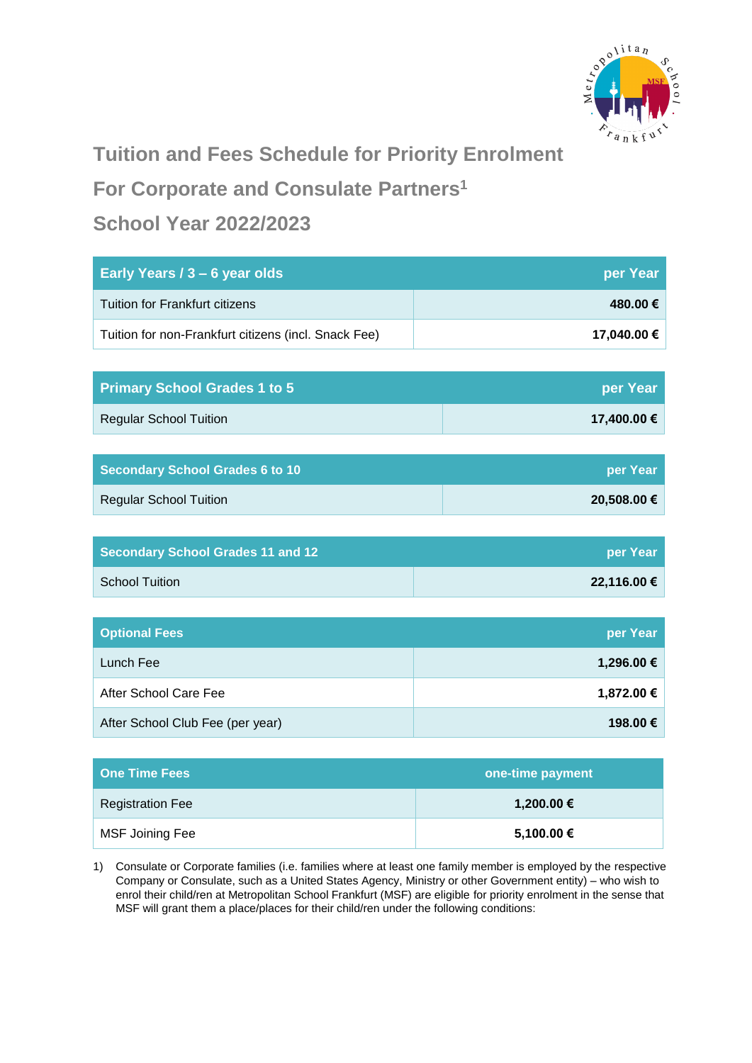# Tuition and Fees Schedule for Priority Enrolment

# For Corporate and Consulate Partners[1]

# School Year 2022/2023

| Early Years / 3 – 6 year olds | per Year |
|---|---|
| Tuition for Frankfurt citizens | **480.00 €** |
| Tuition for non-Frankfurt citizens (incl. Snack Fee) | **17,040.00 €** |

| Primary School Grades 1 to 5 | per Year |
|---|---|
| Regular School Tuition | **17,400.00 €** |

| Secondary School Grades 6 to 10 | per Year |
|---|---|
| Regular School Tuition | **20,508.00 €** |

| Secondary School Grades 11 and 12 | per Year |
|---|---|
| School Tuition | **22,116.00 €** |

| Optional Fees | per Year |
|---|---|
| Lunch Fee | **1,296.00 €** |
| After School Care Fee | **1,872.00 €** |
| After School Club Fee (per year) | **198.00 €** |

| One Time Fees | one-time payment |
|---|---|
| Registration Fee | **1,200.00 €** |
| MSF Joining Fee | **5,100.00 €** |

1) Consulate or Corporate families (i.e. families where at least one family member is employed by the respective Company or Consulate, such as a United States Agency, Ministry or other Government entity) – who wish to enrol their child/ren at Metropolitan School Frankfurt (MSF) are eligible for priority enrolment in the sense that MSF will grant them a place/places for their child/ren under the following conditions: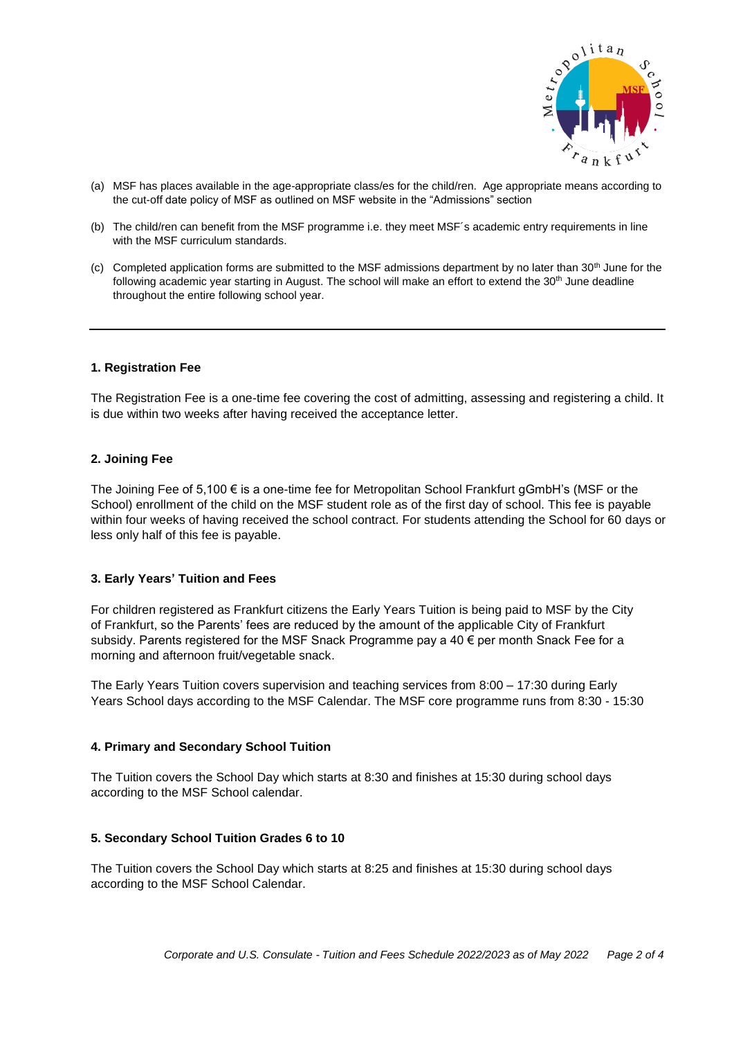(a) MSF has places available in the age-appropriate class/es for the child/ren. Age appropriate means according to the cut-off date policy of MSF as outlined on MSF website in the “Admissions” section

(b) The child/ren can benefit from the MSF programme i.e. they meet MSF´s academic entry requirements in line with the MSF curriculum standards.

(c) Completed application forms are submitted to the MSF admissions department by no later than 30th June for the following academic year starting in August. The school will make an effort to extend the 30th June deadline throughout the entire following school year.

---

**1. Registration Fee**

The Registration Fee is a one-time fee covering the cost of admitting, assessing and registering a child. It is due within two weeks after having received the acceptance letter.

**2. Joining Fee**

The Joining Fee of 5,100 € is a one-time fee for Metropolitan School Frankfurt gGmbH's (MSF or the School) enrollment of the child on the MSF student role as of the first day of school. This fee is payable within four weeks of having received the school contract. For students attending the School for 60 days or less only half of this fee is payable.

**3. Early Years' Tuition and Fees**

For children registered as Frankfurt citizens the Early Years Tuition is being paid to MSF by the City of Frankfurt, so the Parents' fees are reduced by the amount of the applicable City of Frankfurt subsidy. Parents registered for the MSF Snack Programme pay a 40 € per month Snack Fee for a morning and afternoon fruit/vegetable snack.

The Early Years Tuition covers supervision and teaching services from 8:00 – 17:30 during Early Years School days according to the MSF Calendar. The MSF core programme runs from 8:30 - 15:30

**4. Primary and Secondary School Tuition**

The Tuition covers the School Day which starts at 8:30 and finishes at 15:30 during school days according to the MSF School calendar.

**5. Secondary School Tuition Grades 6 to 10**

The Tuition covers the School Day which starts at 8:25 and finishes at 15:30 during school days according to the MSF School Calendar.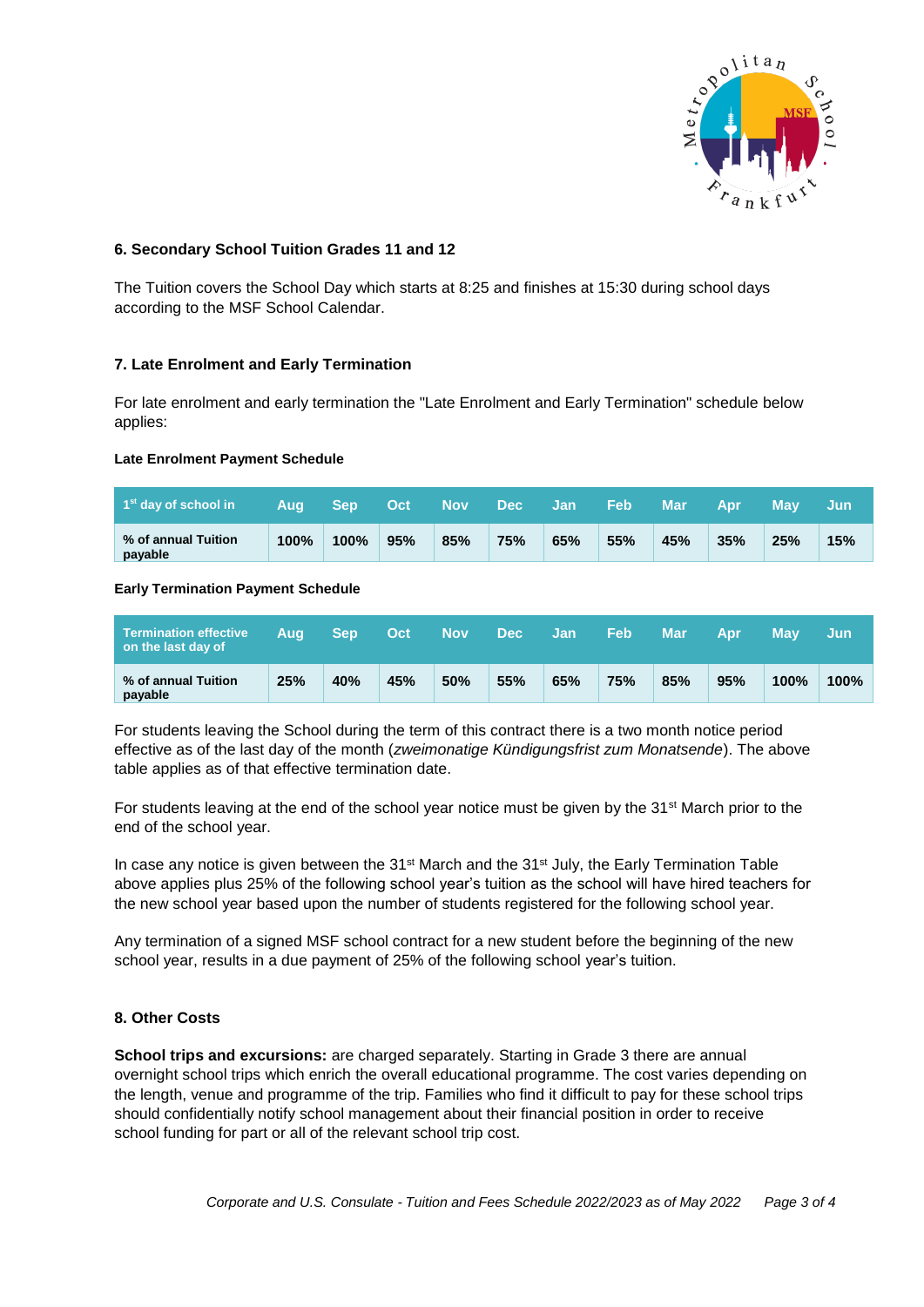## 6. Secondary School Tuition Grades 11 and 12

The Tuition covers the School Day which starts at 8:25 and finishes at 15:30 during school days according to the MSF School Calendar.

## 7. Late Enrolment and Early Termination

For late enrolment and early termination the "Late Enrolment and Early Termination" schedule below applies:

**Late Enrolment Payment Schedule**

| 1st day of school in | Aug | Sep | Oct | Nov | Dec | Jan | Feb | Mar | Apr | May | Jun |
|---|---|---|---|---|---|---|---|---|---|---|---|
| **% of annual Tuition payable** | **100%** | **100%** | **95%** | **85%** | **75%** | **65%** | **55%** | **45%** | **35%** | **25%** | **15%** |

**Early Termination Payment Schedule**

| Termination effective on the last day of | Aug | Sep | Oct | Nov | Dec | Jan | Feb | Mar | Apr | May | Jun |
|---|---|---|---|---|---|---|---|---|---|---|---|
| **% of annual Tuition payable** | **25%** | **40%** | **45%** | **50%** | **55%** | **65%** | **75%** | **85%** | **95%** | **100%** | **100%** |

For students leaving the School during the term of this contract there is a two month notice period effective as of the last day of the month (*zweimonatige Kündigungsfrist zum Monatsende*). The above table applies as of that effective termination date.

For students leaving at the end of the school year notice must be given by the 31st March prior to the end of the school year.

In case any notice is given between the 31st March and the 31st July, the Early Termination Table above applies plus 25% of the following school year's tuition as the school will have hired teachers for the new school year based upon the number of students registered for the following school year.

Any termination of a signed MSF school contract for a new student before the beginning of the new school year, results in a due payment of 25% of the following school year's tuition.

## 8. Other Costs

**School trips and excursions:** are charged separately. Starting in Grade 3 there are annual overnight school trips which enrich the overall educational programme. The cost varies depending on the length, venue and programme of the trip. Families who find it difficult to pay for these school trips should confidentially notify school management about their financial position in order to receive school funding for part or all of the relevant school trip cost.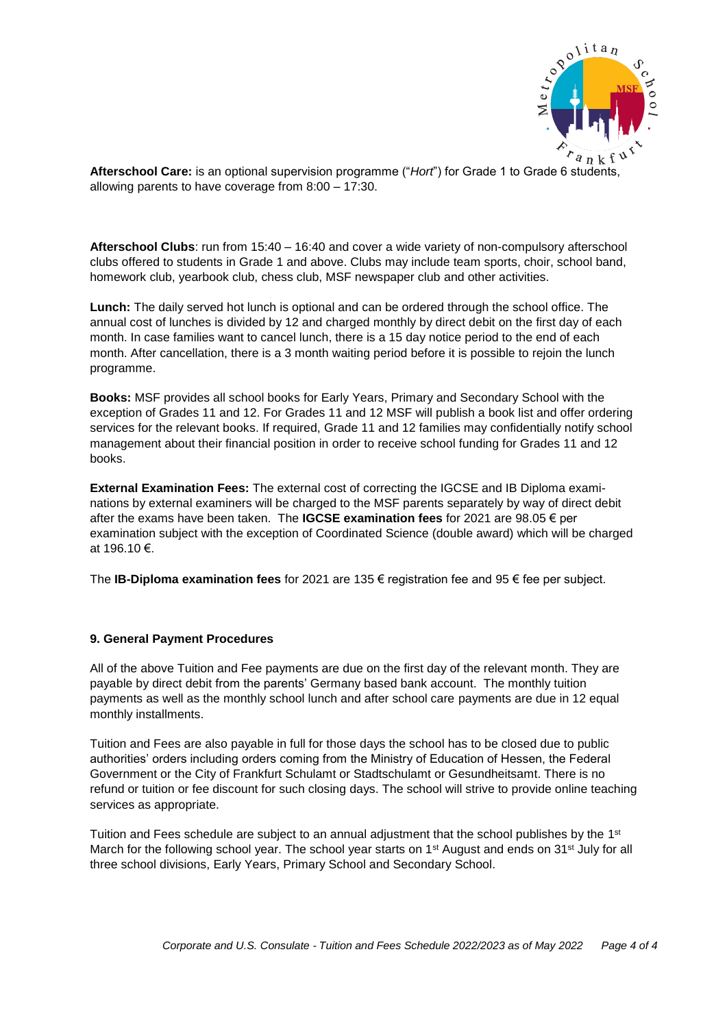**Afterschool Care:** is an optional supervision programme ("*Hort*") for Grade 1 to Grade 6 students, allowing parents to have coverage from 8:00 – 17:30.

**Afterschool Clubs**: run from 15:40 – 16:40 and cover a wide variety of non-compulsory afterschool clubs offered to students in Grade 1 and above. Clubs may include team sports, choir, school band, homework club, yearbook club, chess club, MSF newspaper club and other activities.

**Lunch:** The daily served hot lunch is optional and can be ordered through the school office. The annual cost of lunches is divided by 12 and charged monthly by direct debit on the first day of each month. In case families want to cancel lunch, there is a 15 day notice period to the end of each month. After cancellation, there is a 3 month waiting period before it is possible to rejoin the lunch programme.

**Books:** MSF provides all school books for Early Years, Primary and Secondary School with the exception of Grades 11 and 12. For Grades 11 and 12 MSF will publish a book list and offer ordering services for the relevant books. If required, Grade 11 and 12 families may confidentially notify school management about their financial position in order to receive school funding for Grades 11 and 12 books.

**External Examination Fees:** The external cost of correcting the IGCSE and IB Diploma examinations by external examiners will be charged to the MSF parents separately by way of direct debit after the exams have been taken. The **IGCSE examination fees** for 2021 are 98.05 € per examination subject with the exception of Coordinated Science (double award) which will be charged at 196.10 €.

The **IB-Diploma examination fees** for 2021 are 135 € registration fee and 95 € fee per subject.

### 9. General Payment Procedures

All of the above Tuition and Fee payments are due on the first day of the relevant month. They are payable by direct debit from the parents' Germany based bank account. The monthly tuition payments as well as the monthly school lunch and after school care payments are due in 12 equal monthly installments.

Tuition and Fees are also payable in full for those days the school has to be closed due to public authorities' orders including orders coming from the Ministry of Education of Hessen, the Federal Government or the City of Frankfurt Schulamt or Stadtschulamt or Gesundheitsamt. There is no refund or tuition or fee discount for such closing days. The school will strive to provide online teaching services as appropriate.

Tuition and Fees schedule are subject to an annual adjustment that the school publishes by the 1st March for the following school year. The school year starts on 1st August and ends on 31st July for all three school divisions, Early Years, Primary School and Secondary School.